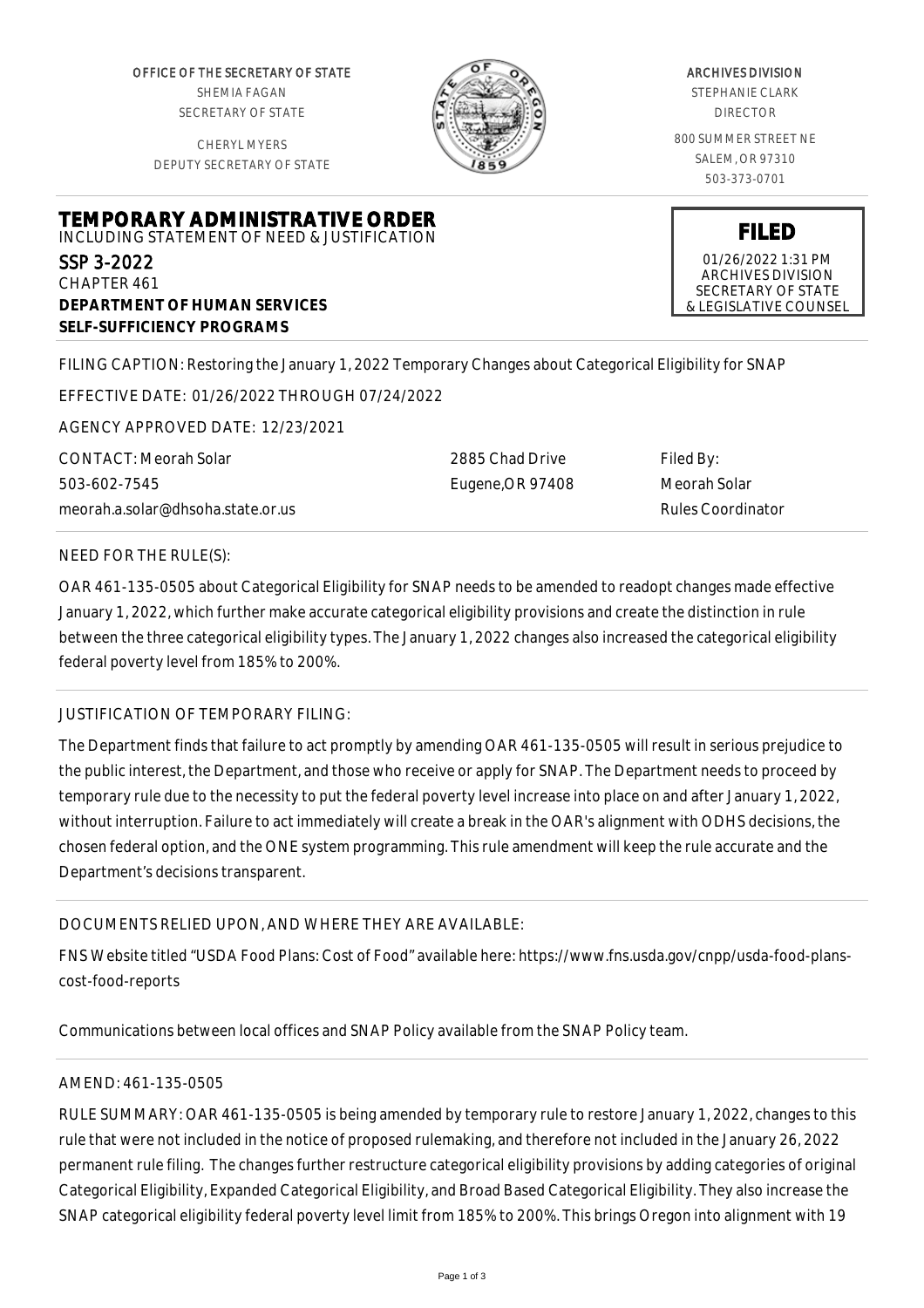OFFICE OF THE SECRETARY OF STATE
SHEMIA FAGAN
SECRETARY OF STATE

CHERYL MYERS
DEPUTY SECRETARY OF STATE

ARCHIVES DIVISION
STEPHANIE CLARK
DIRECTOR

800 SUMMER STREET NE
SALEM, OR 97310
503-373-0701

# TEMPORARY ADMINISTRATIVE ORDER

INCLUDING STATEMENT OF NEED & JUSTIFICATION

SSP 3-2022
CHAPTER 461
**DEPARTMENT OF HUMAN SERVICES**
**SELF-SUFFICIENCY PROGRAMS**

**FILED**
01/26/2022 1:31 PM
ARCHIVES DIVISION
SECRETARY OF STATE
& LEGISLATIVE COUNSEL

FILING CAPTION: Restoring the January 1, 2022 Temporary Changes about Categorical Eligibility for SNAP

EFFECTIVE DATE: 01/26/2022 THROUGH 07/24/2022

AGENCY APPROVED DATE: 12/23/2021

CONTACT: Meorah Solar
503-602-7545
meorah.a.solar@dhsoha.state.or.us

2885 Chad Drive
Eugene,OR 97408

Filed By:
Meorah Solar
Rules Coordinator

NEED FOR THE RULE(S):

OAR 461-135-0505 about Categorical Eligibility for SNAP needs to be amended to readopt changes made effective January 1, 2022, which further make accurate categorical eligibility provisions and create the distinction in rule between the three categorical eligibility types. The January 1, 2022 changes also increased the categorical eligibility federal poverty level from 185% to 200%.

JUSTIFICATION OF TEMPORARY FILING:

The Department finds that failure to act promptly by amending OAR 461-135-0505 will result in serious prejudice to the public interest, the Department, and those who receive or apply for SNAP. The Department needs to proceed by temporary rule due to the necessity to put the federal poverty level increase into place on and after January 1, 2022, without interruption. Failure to act immediately will create a break in the OAR's alignment with ODHS decisions, the chosen federal option, and the ONE system programming. This rule amendment will keep the rule accurate and the Department's decisions transparent.

DOCUMENTS RELIED UPON, AND WHERE THEY ARE AVAILABLE:

FNS Website titled "USDA Food Plans: Cost of Food" available here: https://www.fns.usda.gov/cnpp/usda-food-plans-cost-food-reports

Communications between local offices and SNAP Policy available from the SNAP Policy team.

AMEND: 461-135-0505

RULE SUMMARY: OAR 461-135-0505 is being amended by temporary rule to restore January 1, 2022, changes to this rule that were not included in the notice of proposed rulemaking, and therefore not included in the January 26, 2022 permanent rule filing. The changes further restructure categorical eligibility provisions by adding categories of original Categorical Eligibility, Expanded Categorical Eligibility, and Broad Based Categorical Eligibility. They also increase the SNAP categorical eligibility federal poverty level limit from 185% to 200%. This brings Oregon into alignment with 19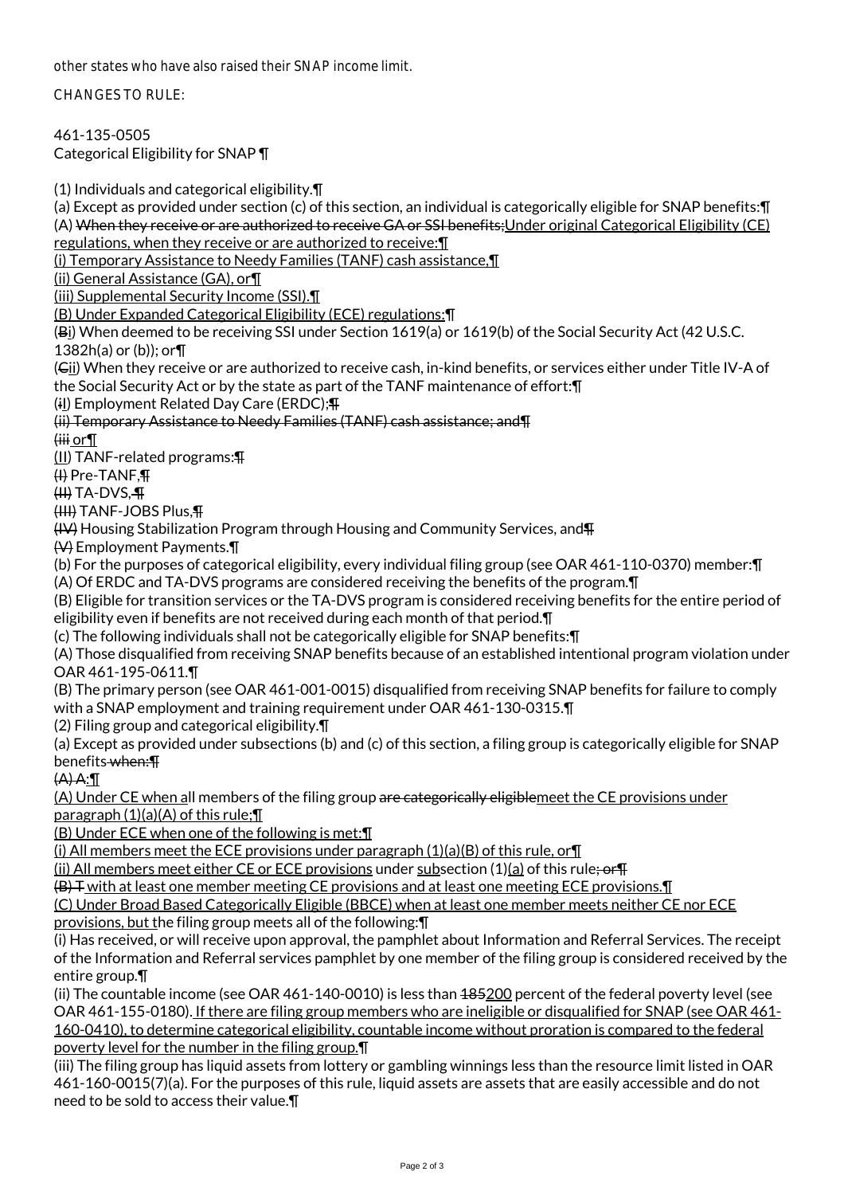other states who have also raised their SNAP income limit.

CHANGES TO RULE:

461-135-0505
Categorical Eligibility for SNAP ¶

(1) Individuals and categorical eligibility.¶
(a) Except as provided under section (c) of this section, an individual is categorically eligible for SNAP benefits:¶
(A) ~~When they receive or are authorized to receive GA or SSI benefits;~~<u>Under original Categorical Eligibility (CE) regulations, when they receive or are authorized to receive:¶</u>
<u>(i) Temporary Assistance to Needy Families (TANF) cash assistance,¶</u>
<u>(ii) General Assistance (GA), or¶</u>
<u>(iii) Supplemental Security Income (SSI).¶</u>
<u>(B) Under Expanded Categorical Eligibility (ECE) regulations:¶</u>
(~~B~~<u>i</u>) When deemed to be receiving SSI under Section 1619(a) or 1619(b) of the Social Security Act (42 U.S.C. 1382h(a) or (b)); or¶
(~~C~~<u>ii</u>) When they receive or are authorized to receive cash, in-kind benefits, or services either under Title IV-A of the Social Security Act or by the state as part of the TANF maintenance of effort:¶
(~~i~~<u>I</u>) Employment Related Day Care (ERDC);~~¶~~
~~(ii) Temporary Assistance to Needy Families (TANF) cash assistance; and¶~~
~~(iii~~ <u>or</u>¶
(<u>II</u>) TANF-related programs:~~¶~~
~~(I)~~ Pre-TANF,~~¶~~
~~(II)~~ TA-DVS,~~¶~~
~~(III)~~ TANF-JOBS Plus,~~¶~~
~~(IV)~~ Housing Stabilization Program through Housing and Community Services, and~~¶~~
~~(V)~~ Employment Payments.¶
(b) For the purposes of categorical eligibility, every individual filing group (see OAR 461-110-0370) member:¶
(A) Of ERDC and TA-DVS programs are considered receiving the benefits of the program.¶
(B) Eligible for transition services or the TA-DVS program is considered receiving benefits for the entire period of eligibility even if benefits are not received during each month of that period.¶
(c) The following individuals shall not be categorically eligible for SNAP benefits:¶
(A) Those disqualified from receiving SNAP benefits because of an established intentional program violation under OAR 461-195-0611.¶
(B) The primary person (see OAR 461-001-0015) disqualified from receiving SNAP benefits for failure to comply with a SNAP employment and training requirement under OAR 461-130-0315.¶
(2) Filing group and categorical eligibility.¶
(a) Except as provided under subsections (b) and (c) of this section, a filing group is categorically eligible for SNAP benefits~~ when:¶~~
~~(A) A~~<u>:</u>¶
<u>(A) Under CE when a</u>ll members of the filing group ~~are categorically eligible~~<u>meet the CE provisions under paragraph (1)(a)(A) of this rule;¶</u>
<u>(B) Under ECE when one of the following is met:¶</u>
<u>(i) All members meet the ECE provisions under paragraph (1)(a)(B) of this rule, or¶</u>
<u>(ii) All members meet either CE or ECE provisions</u> under <u>sub</u>section (1)<u>(a)</u> of this rule~~; or¶~~
~~(B) T~~<u> with at least one member meeting CE provisions and at least one meeting ECE provisions.¶</u>
<u>(C) Under Broad Based Categorically Eligible (BBCE) when at least one member meets neither CE nor ECE provisions, but t</u>he filing group meets all of the following:¶
(i) Has received, or will receive upon approval, the pamphlet about Information and Referral Services. The receipt of the Information and Referral services pamphlet by one member of the filing group is considered received by the entire group.¶
(ii) The countable income (see OAR 461-140-0010) is less than ~~185~~<u>200</u> percent of the federal poverty level (see OAR 461-155-0180)<u>. If there are filing group members who are ineligible or disqualified for SNAP (see OAR 461-160-0410), to determine categorical eligibility, countable income without proration is compared to the federal poverty level for the number in the filing group.</u>¶
(iii) The filing group has liquid assets from lottery or gambling winnings less than the resource limit listed in OAR 461-160-0015(7)(a). For the purposes of this rule, liquid assets are assets that are easily accessible and do not need to be sold to access their value.¶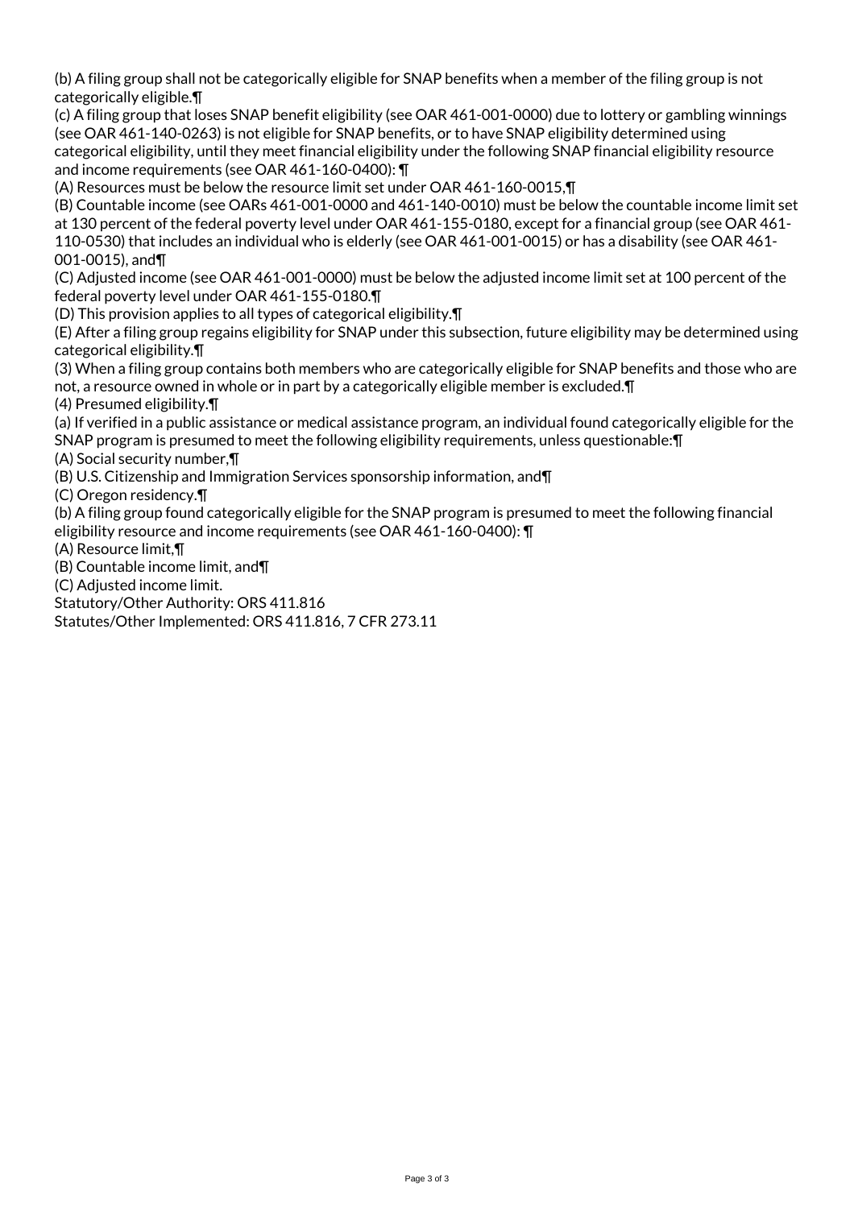(b) A filing group shall not be categorically eligible for SNAP benefits when a member of the filing group is not categorically eligible.¶

(c) A filing group that loses SNAP benefit eligibility (see OAR 461-001-0000) due to lottery or gambling winnings (see OAR 461-140-0263) is not eligible for SNAP benefits, or to have SNAP eligibility determined using categorical eligibility, until they meet financial eligibility under the following SNAP financial eligibility resource and income requirements (see OAR 461-160-0400): ¶

(A) Resources must be below the resource limit set under OAR 461-160-0015,¶

(B) Countable income (see OARs 461-001-0000 and 461-140-0010) must be below the countable income limit set at 130 percent of the federal poverty level under OAR 461-155-0180, except for a financial group (see OAR 461-110-0530) that includes an individual who is elderly (see OAR 461-001-0015) or has a disability (see OAR 461-001-0015), and¶

(C) Adjusted income (see OAR 461-001-0000) must be below the adjusted income limit set at 100 percent of the federal poverty level under OAR 461-155-0180.¶

(D) This provision applies to all types of categorical eligibility.¶

(E) After a filing group regains eligibility for SNAP under this subsection, future eligibility may be determined using categorical eligibility.¶

(3) When a filing group contains both members who are categorically eligible for SNAP benefits and those who are not, a resource owned in whole or in part by a categorically eligible member is excluded.¶

(4) Presumed eligibility.¶

(a) If verified in a public assistance or medical assistance program, an individual found categorically eligible for the SNAP program is presumed to meet the following eligibility requirements, unless questionable:¶

(A) Social security number,¶

(B) U.S. Citizenship and Immigration Services sponsorship information, and¶

(C) Oregon residency.¶

(b) A filing group found categorically eligible for the SNAP program is presumed to meet the following financial eligibility resource and income requirements (see OAR 461-160-0400): ¶

(A) Resource limit,¶

(B) Countable income limit, and¶

(C) Adjusted income limit.

Statutory/Other Authority: ORS 411.816

Statutes/Other Implemented: ORS 411.816, 7 CFR 273.11